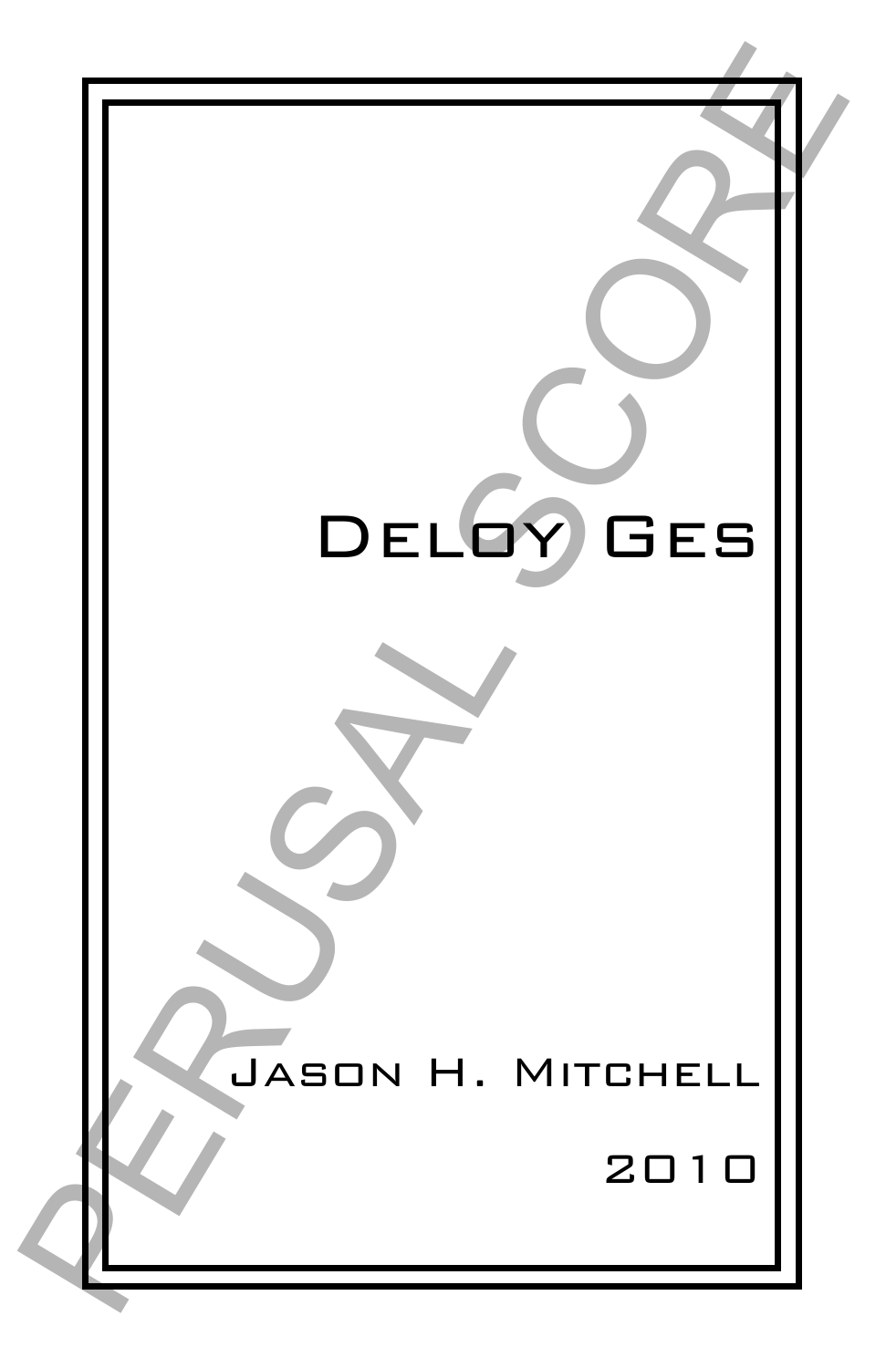# Deloy Ges

Jason H. Mitchell

2010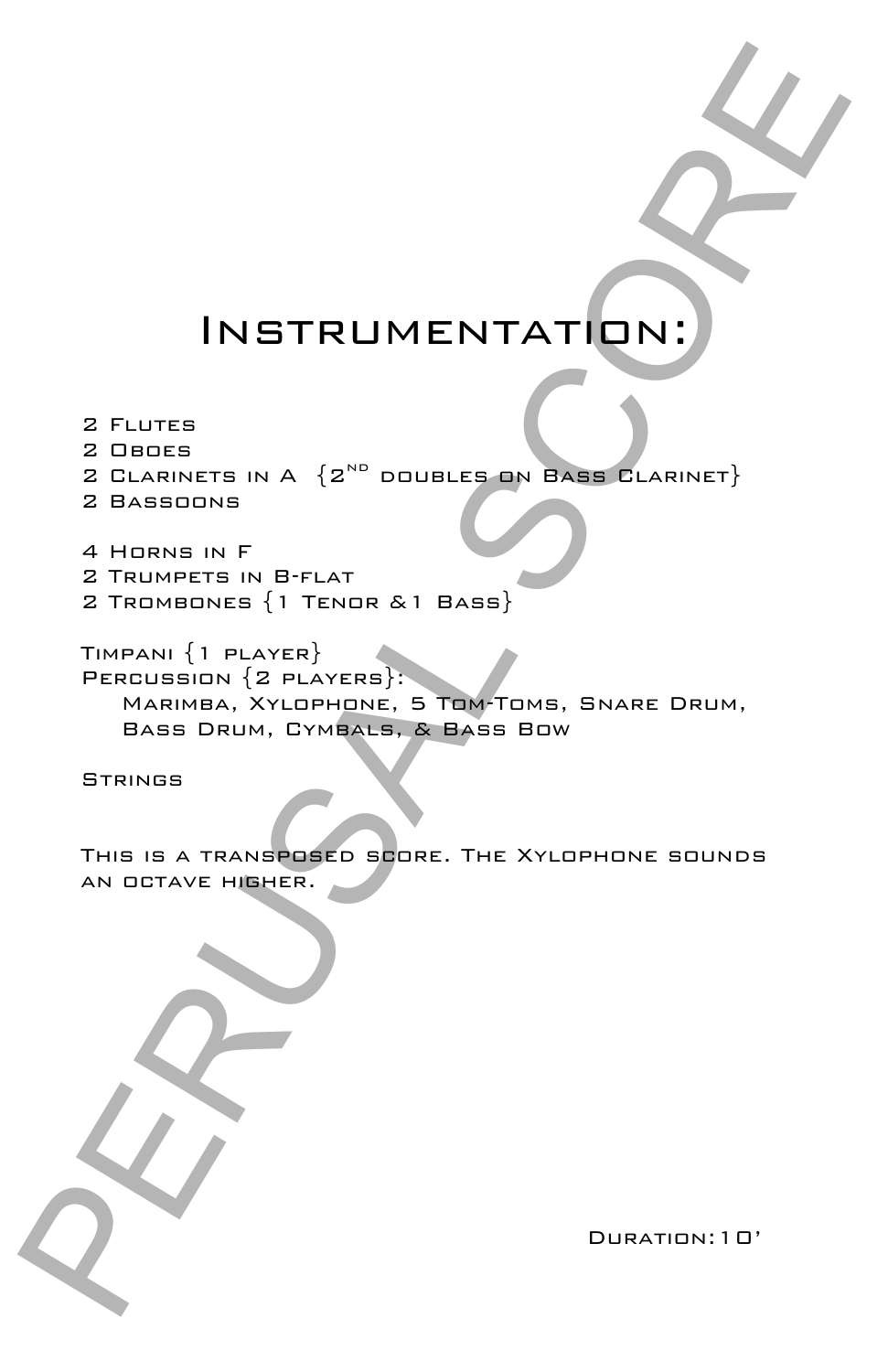# Instrumentation:

2 Flutes
2 Oboes
2 Clarinets in A {2nd doubles on Bass Clarinet}
2 Bassoons

4 Horns in F
2 Trumpets in B-flat
2 Trombones {1 Tenor & 1 Bass}

Timpani {1 player}
Percussion {2 players}:
Marimba, Xylophone, 5 Tom-Toms, Snare Drum, Bass Drum, Cymbals, & Bass Bow

Strings

This is a transposed score. The Xylophone sounds an octave higher.

Duration: 10'

PERUSAL SCORE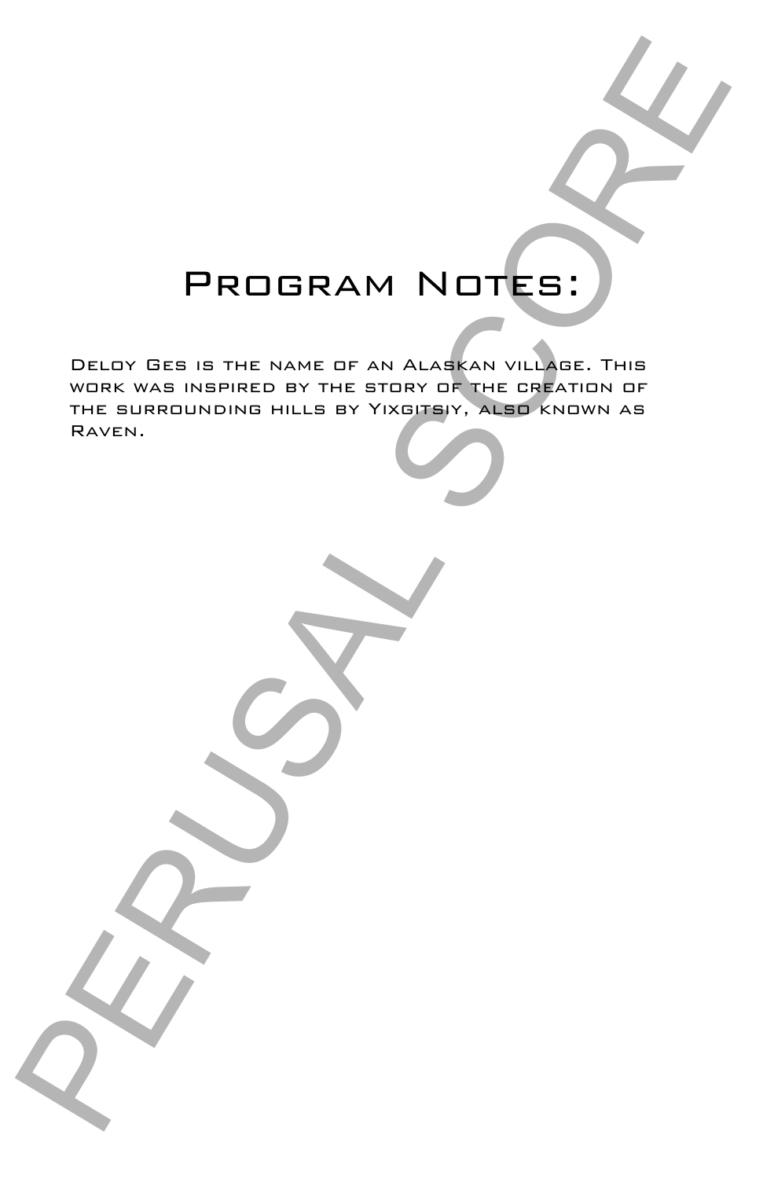# Program Notes:

Deloy Ges is the name of an Alaskan village. This work was inspired by the story of the creation of the surrounding hills by Yixgitsiy, also known as Raven.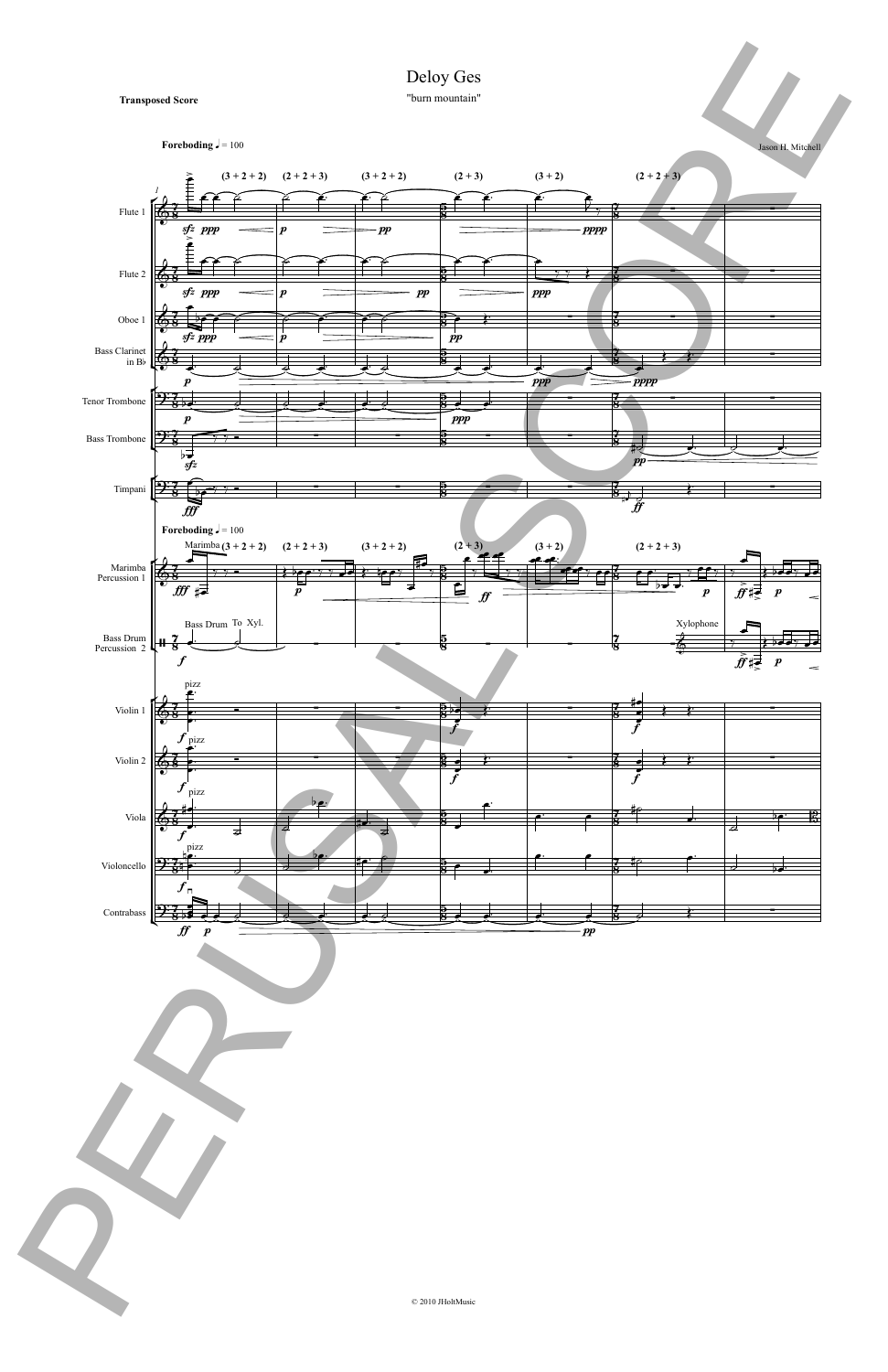# Deloy Ges

"burn mountain"

**Transposed Score**

Jason H. Mitchell

**Foreboding** ♩ = 100

© 2010 JHoltMusic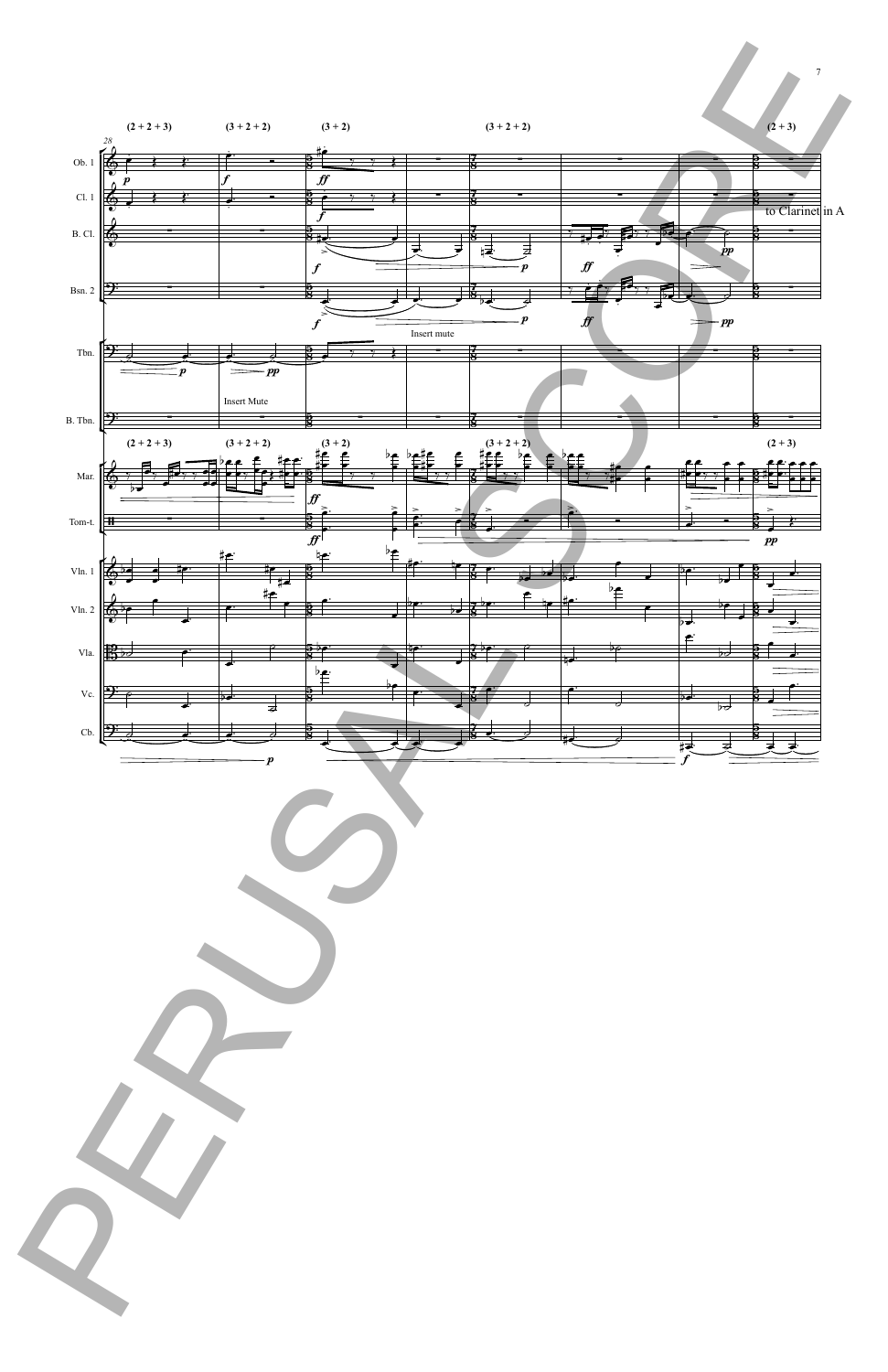(2 + 2 + 3) (3 + 2 + 2) (3 + 2) (3 + 2 + 2) (2 + 3)

Ob. 1

Cl. 1

to Clarinet in A

B. Cl.

Bsn. 2

Insert mute

Tbn.

Insert Mute

B. Tbn.

(2 + 2 + 3) (3 + 2 + 2) (3 + 2) (3 + 2 + 2) (2 + 3)

Mar.

Tom-t.

Vln. 1

Vln. 2

Vla.

Vc.

Cb.